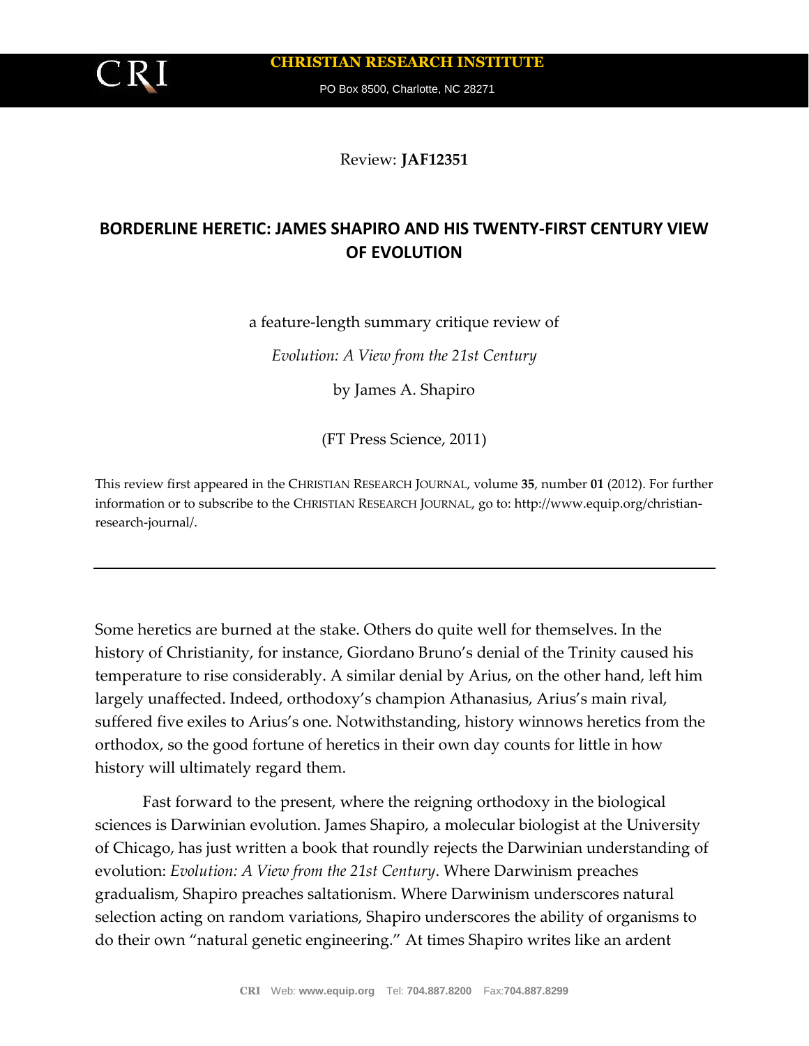Review: **JAF12351**

# BORDERLINE HERETIC: JAMES SHAPIRO AND HIS TWENTY-FIRST CENTURY VIEW OF EVOLUTION

a feature-length summary critique review of

*Evolution: A View from the 21st Century*

by James A. Shapiro

(FT Press Science, 2011)

This review first appeared in the CHRISTIAN RESEARCH JOURNAL, volume **35**, number **01** (2012). For further information or to subscribe to the CHRISTIAN RESEARCH JOURNAL, go to: http://www.equip.org/christian-research-journal/.

---

Some heretics are burned at the stake. Others do quite well for themselves. In the history of Christianity, for instance, Giordano Bruno's denial of the Trinity caused his temperature to rise considerably. A similar denial by Arius, on the other hand, left him largely unaffected. Indeed, orthodoxy's champion Athanasius, Arius's main rival, suffered five exiles to Arius's one. Notwithstanding, history winnows heretics from the orthodox, so the good fortune of heretics in their own day counts for little in how history will ultimately regard them.

Fast forward to the present, where the reigning orthodoxy in the biological sciences is Darwinian evolution. James Shapiro, a molecular biologist at the University of Chicago, has just written a book that roundly rejects the Darwinian understanding of evolution: *Evolution: A View from the 21st Century*. Where Darwinism preaches gradualism, Shapiro preaches saltationism. Where Darwinism underscores natural selection acting on random variations, Shapiro underscores the ability of organisms to do their own "natural genetic engineering." At times Shapiro writes like an ardent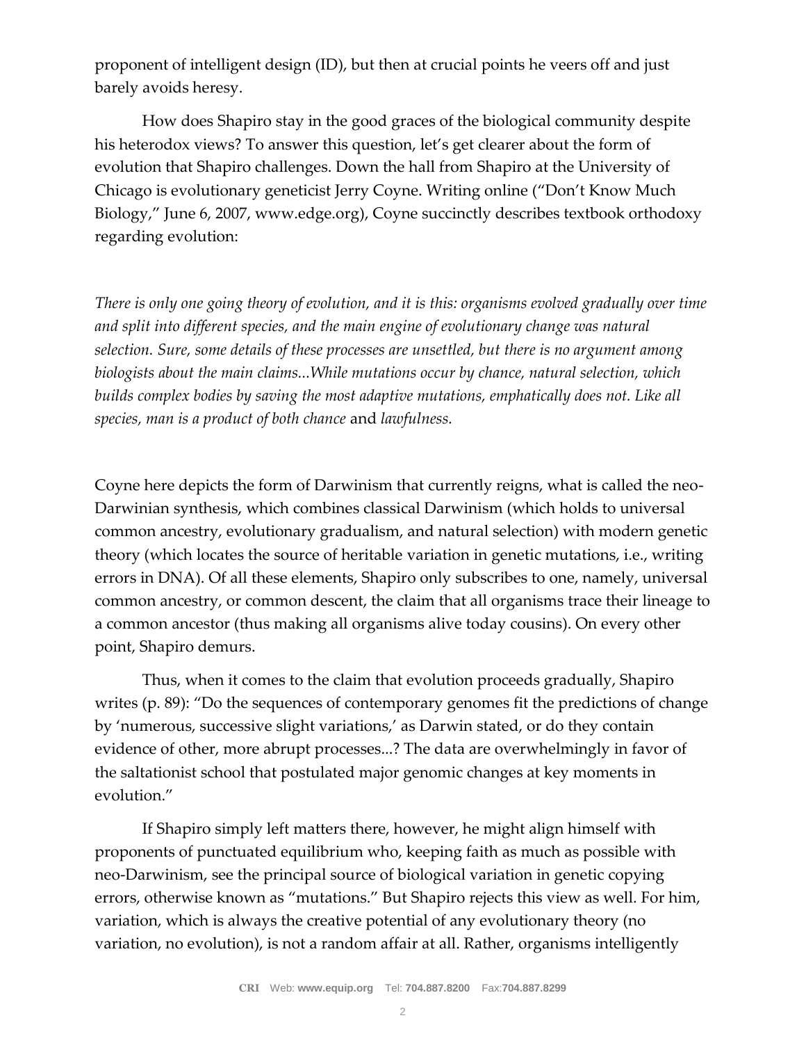proponent of intelligent design (ID), but then at crucial points he veers off and just barely avoids heresy.

How does Shapiro stay in the good graces of the biological community despite his heterodox views? To answer this question, let's get clearer about the form of evolution that Shapiro challenges. Down the hall from Shapiro at the University of Chicago is evolutionary geneticist Jerry Coyne. Writing online ("Don't Know Much Biology," June 6, 2007, www.edge.org), Coyne succinctly describes textbook orthodoxy regarding evolution:

*There is only one going theory of evolution, and it is this: organisms evolved gradually over time and split into different species, and the main engine of evolutionary change was natural selection. Sure, some details of these processes are unsettled, but there is no argument among biologists about the main claims...While mutations occur by chance, natural selection, which builds complex bodies by saving the most adaptive mutations, emphatically does not. Like all species, man is a product of both chance* and *lawfulness.*

Coyne here depicts the form of Darwinism that currently reigns, what is called the neo-Darwinian synthesis, which combines classical Darwinism (which holds to universal common ancestry, evolutionary gradualism, and natural selection) with modern genetic theory (which locates the source of heritable variation in genetic mutations, i.e., writing errors in DNA). Of all these elements, Shapiro only subscribes to one, namely, universal common ancestry, or common descent, the claim that all organisms trace their lineage to a common ancestor (thus making all organisms alive today cousins). On every other point, Shapiro demurs.

Thus, when it comes to the claim that evolution proceeds gradually, Shapiro writes (p. 89): "Do the sequences of contemporary genomes fit the predictions of change by 'numerous, successive slight variations,' as Darwin stated, or do they contain evidence of other, more abrupt processes...? The data are overwhelmingly in favor of the saltationist school that postulated major genomic changes at key moments in evolution."

If Shapiro simply left matters there, however, he might align himself with proponents of punctuated equilibrium who, keeping faith as much as possible with neo-Darwinism, see the principal source of biological variation in genetic copying errors, otherwise known as "mutations." But Shapiro rejects this view as well. For him, variation, which is always the creative potential of any evolutionary theory (no variation, no evolution), is not a random affair at all. Rather, organisms intelligently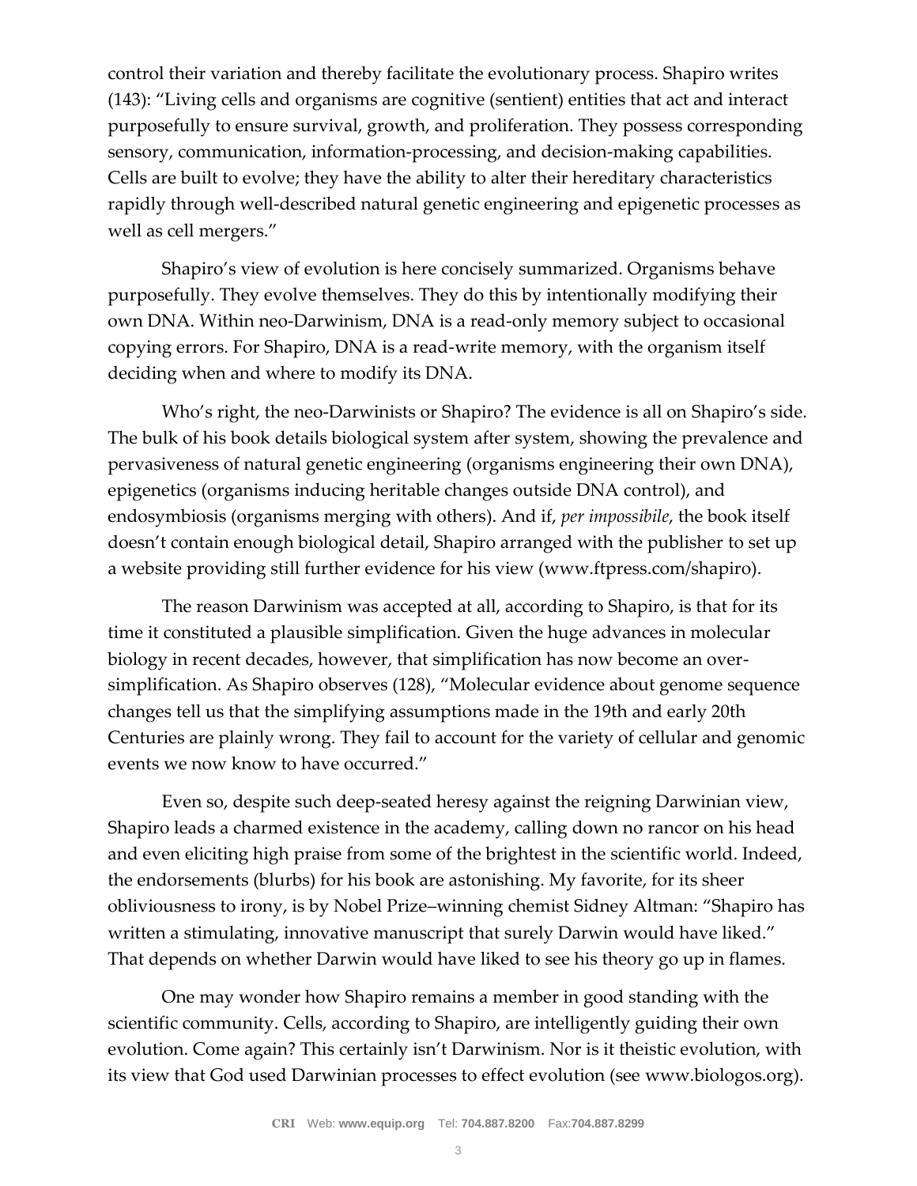control their variation and thereby facilitate the evolutionary process. Shapiro writes (143): "Living cells and organisms are cognitive (sentient) entities that act and interact purposefully to ensure survival, growth, and proliferation. They possess corresponding sensory, communication, information-processing, and decision-making capabilities. Cells are built to evolve; they have the ability to alter their hereditary characteristics rapidly through well-described natural genetic engineering and epigenetic processes as well as cell mergers."

Shapiro's view of evolution is here concisely summarized. Organisms behave purposefully. They evolve themselves. They do this by intentionally modifying their own DNA. Within neo-Darwinism, DNA is a read-only memory subject to occasional copying errors. For Shapiro, DNA is a read-write memory, with the organism itself deciding when and where to modify its DNA.

Who's right, the neo-Darwinists or Shapiro? The evidence is all on Shapiro's side. The bulk of his book details biological system after system, showing the prevalence and pervasiveness of natural genetic engineering (organisms engineering their own DNA), epigenetics (organisms inducing heritable changes outside DNA control), and endosymbiosis (organisms merging with others). And if, *per impossibile*, the book itself doesn't contain enough biological detail, Shapiro arranged with the publisher to set up a website providing still further evidence for his view (www.ftpress.com/shapiro).

The reason Darwinism was accepted at all, according to Shapiro, is that for its time it constituted a plausible simplification. Given the huge advances in molecular biology in recent decades, however, that simplification has now become an over-simplification. As Shapiro observes (128), "Molecular evidence about genome sequence changes tell us that the simplifying assumptions made in the 19th and early 20th Centuries are plainly wrong. They fail to account for the variety of cellular and genomic events we now know to have occurred."

Even so, despite such deep-seated heresy against the reigning Darwinian view, Shapiro leads a charmed existence in the academy, calling down no rancor on his head and even eliciting high praise from some of the brightest in the scientific world. Indeed, the endorsements (blurbs) for his book are astonishing. My favorite, for its sheer obliviousness to irony, is by Nobel Prize–winning chemist Sidney Altman: "Shapiro has written a stimulating, innovative manuscript that surely Darwin would have liked." That depends on whether Darwin would have liked to see his theory go up in flames.

One may wonder how Shapiro remains a member in good standing with the scientific community. Cells, according to Shapiro, are intelligently guiding their own evolution. Come again? This certainly isn't Darwinism. Nor is it theistic evolution, with its view that God used Darwinian processes to effect evolution (see www.biologos.org).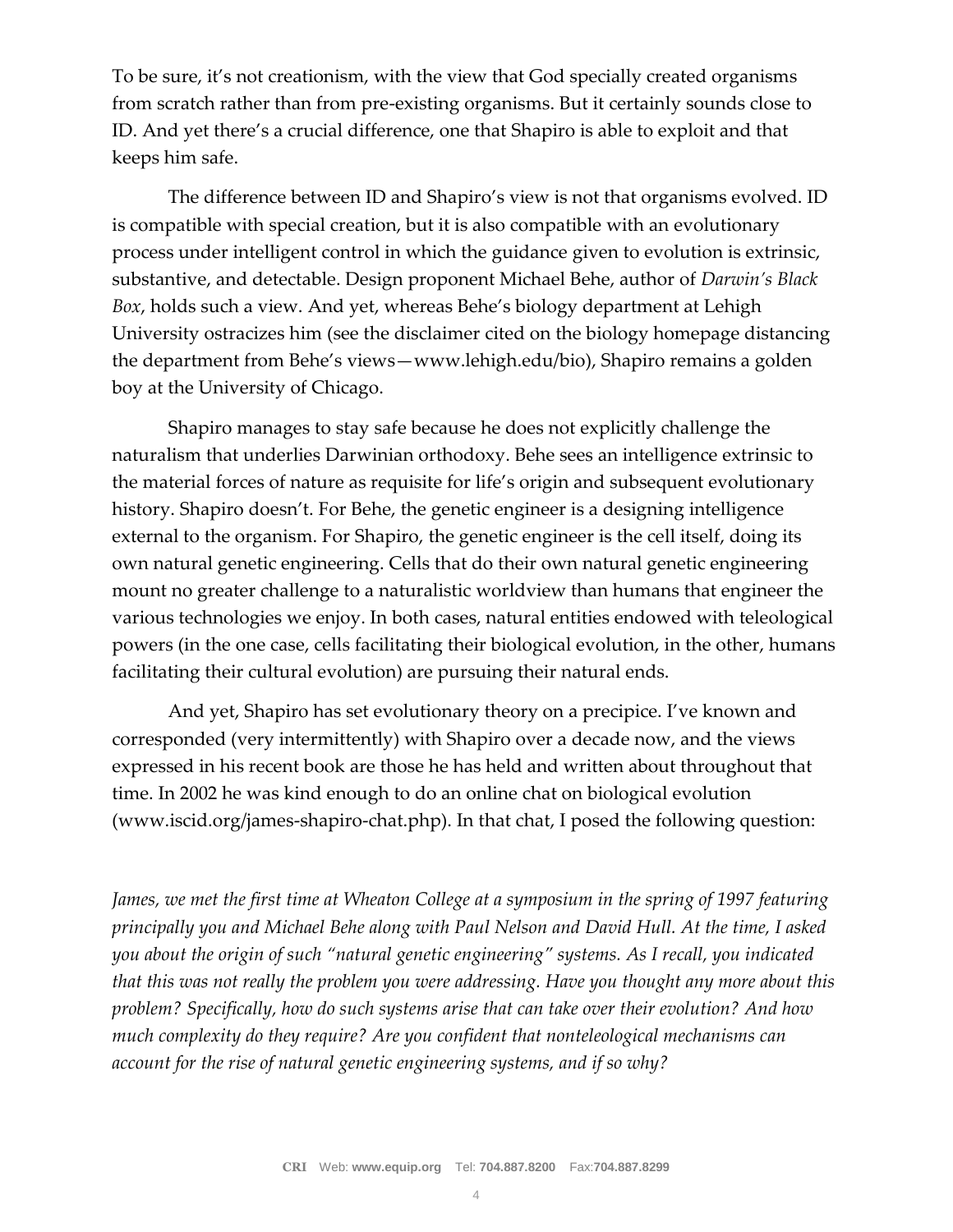To be sure, it's not creationism, with the view that God specially created organisms from scratch rather than from pre-existing organisms. But it certainly sounds close to ID. And yet there's a crucial difference, one that Shapiro is able to exploit and that keeps him safe.

The difference between ID and Shapiro's view is not that organisms evolved. ID is compatible with special creation, but it is also compatible with an evolutionary process under intelligent control in which the guidance given to evolution is extrinsic, substantive, and detectable. Design proponent Michael Behe, author of *Darwin's Black Box*, holds such a view. And yet, whereas Behe's biology department at Lehigh University ostracizes him (see the disclaimer cited on the biology homepage distancing the department from Behe's views—www.lehigh.edu/bio), Shapiro remains a golden boy at the University of Chicago.

Shapiro manages to stay safe because he does not explicitly challenge the naturalism that underlies Darwinian orthodoxy. Behe sees an intelligence extrinsic to the material forces of nature as requisite for life's origin and subsequent evolutionary history. Shapiro doesn't. For Behe, the genetic engineer is a designing intelligence external to the organism. For Shapiro, the genetic engineer is the cell itself, doing its own natural genetic engineering. Cells that do their own natural genetic engineering mount no greater challenge to a naturalistic worldview than humans that engineer the various technologies we enjoy. In both cases, natural entities endowed with teleological powers (in the one case, cells facilitating their biological evolution, in the other, humans facilitating their cultural evolution) are pursuing their natural ends.

And yet, Shapiro has set evolutionary theory on a precipice. I've known and corresponded (very intermittently) with Shapiro over a decade now, and the views expressed in his recent book are those he has held and written about throughout that time. In 2002 he was kind enough to do an online chat on biological evolution (www.iscid.org/james-shapiro-chat.php). In that chat, I posed the following question:

*James, we met the first time at Wheaton College at a symposium in the spring of 1997 featuring principally you and Michael Behe along with Paul Nelson and David Hull. At the time, I asked you about the origin of such "natural genetic engineering" systems. As I recall, you indicated that this was not really the problem you were addressing. Have you thought any more about this problem? Specifically, how do such systems arise that can take over their evolution? And how much complexity do they require? Are you confident that nonteleological mechanisms can account for the rise of natural genetic engineering systems, and if so why?*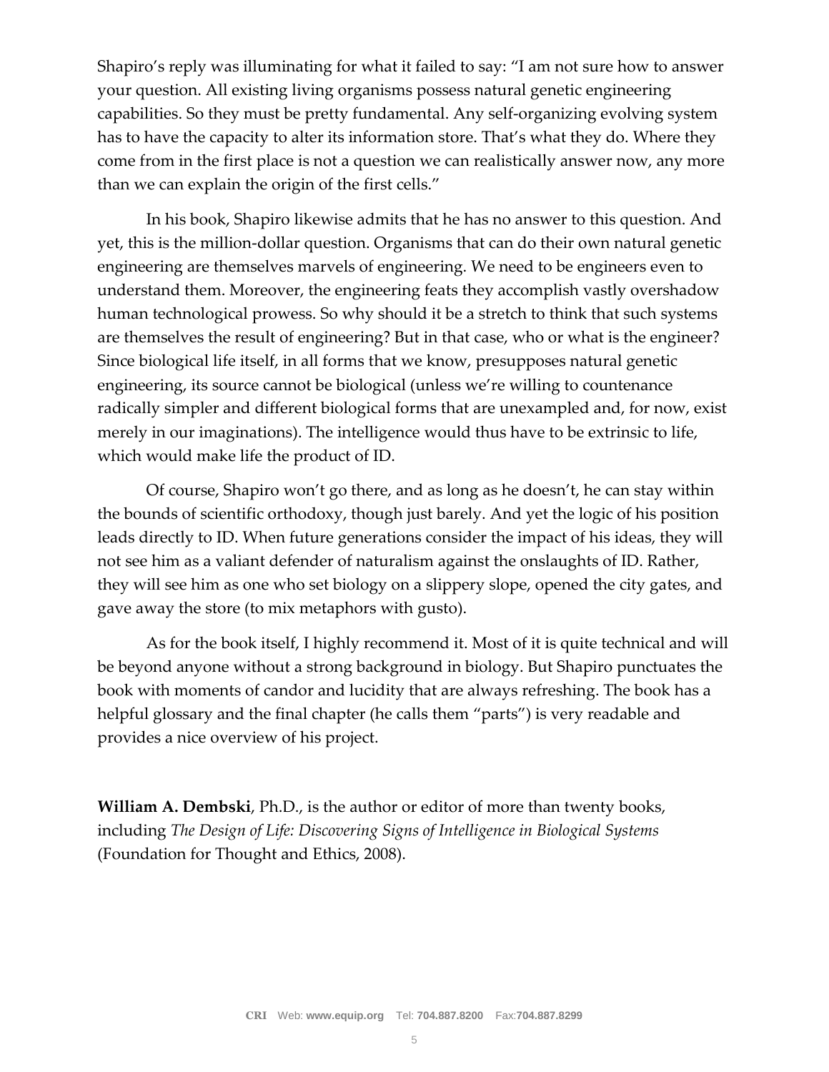Shapiro's reply was illuminating for what it failed to say: "I am not sure how to answer your question. All existing living organisms possess natural genetic engineering capabilities. So they must be pretty fundamental. Any self-organizing evolving system has to have the capacity to alter its information store. That's what they do. Where they come from in the first place is not a question we can realistically answer now, any more than we can explain the origin of the first cells."

In his book, Shapiro likewise admits that he has no answer to this question. And yet, this is the million-dollar question. Organisms that can do their own natural genetic engineering are themselves marvels of engineering. We need to be engineers even to understand them. Moreover, the engineering feats they accomplish vastly overshadow human technological prowess. So why should it be a stretch to think that such systems are themselves the result of engineering? But in that case, who or what is the engineer? Since biological life itself, in all forms that we know, presupposes natural genetic engineering, its source cannot be biological (unless we're willing to countenance radically simpler and different biological forms that are unexampled and, for now, exist merely in our imaginations). The intelligence would thus have to be extrinsic to life, which would make life the product of ID.

Of course, Shapiro won't go there, and as long as he doesn't, he can stay within the bounds of scientific orthodoxy, though just barely. And yet the logic of his position leads directly to ID. When future generations consider the impact of his ideas, they will not see him as a valiant defender of naturalism against the onslaughts of ID. Rather, they will see him as one who set biology on a slippery slope, opened the city gates, and gave away the store (to mix metaphors with gusto).

As for the book itself, I highly recommend it. Most of it is quite technical and will be beyond anyone without a strong background in biology. But Shapiro punctuates the book with moments of candor and lucidity that are always refreshing. The book has a helpful glossary and the final chapter (he calls them "parts") is very readable and provides a nice overview of his project.

**William A. Dembski**, Ph.D., is the author or editor of more than twenty books, including *The Design of Life: Discovering Signs of Intelligence in Biological Systems* (Foundation for Thought and Ethics, 2008).